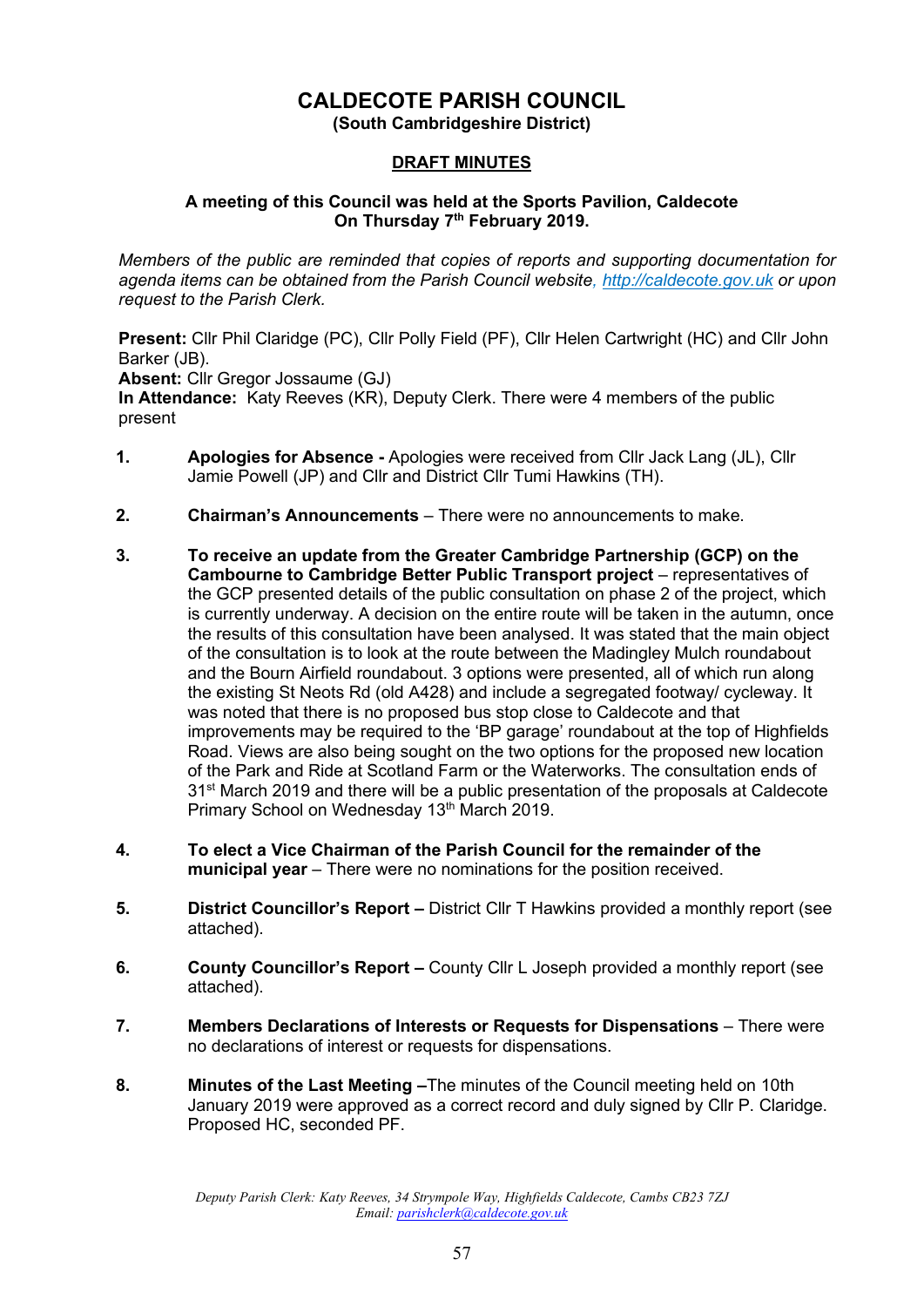# CALDECOTE PARISH COUNCIL

**(South Cambridgeshire District)**

## DRAFT MINUTES

**A meeting of this Council was held at the Sports Pavilion, Caldecote On Thursday 7th February 2019.**

*Members of the public are reminded that copies of reports and supporting documentation for agenda items can be obtained from the Parish Council website, http://caldecote.gov.uk or upon request to the Parish Clerk.*

**Present:** Cllr Phil Claridge (PC), Cllr Polly Field (PF), Cllr Helen Cartwright (HC) and Cllr John Barker (JB).
**Absent:** Cllr Gregor Jossaume (GJ)
**In Attendance:** Katy Reeves (KR), Deputy Clerk. There were 4 members of the public present

1. **Apologies for Absence -** Apologies were received from Cllr Jack Lang (JL), Cllr Jamie Powell (JP) and Cllr and District Cllr Tumi Hawkins (TH).

2. **Chairman's Announcements** – There were no announcements to make.

3. **To receive an update from the Greater Cambridge Partnership (GCP) on the Cambourne to Cambridge Better Public Transport project** – representatives of the GCP presented details of the public consultation on phase 2 of the project, which is currently underway. A decision on the entire route will be taken in the autumn, once the results of this consultation have been analysed. It was stated that the main object of the consultation is to look at the route between the Madingley Mulch roundabout and the Bourn Airfield roundabout. 3 options were presented, all of which run along the existing St Neots Rd (old A428) and include a segregated footway/ cycleway. It was noted that there is no proposed bus stop close to Caldecote and that improvements may be required to the 'BP garage' roundabout at the top of Highfields Road. Views are also being sought on the two options for the proposed new location of the Park and Ride at Scotland Farm or the Waterworks. The consultation ends of 31st March 2019 and there will be a public presentation of the proposals at Caldecote Primary School on Wednesday 13th March 2019.

4. **To elect a Vice Chairman of the Parish Council for the remainder of the municipal year** – There were no nominations for the position received.

5. **District Councillor's Report –** District Cllr T Hawkins provided a monthly report (see attached).

6. **County Councillor's Report –** County Cllr L Joseph provided a monthly report (see attached).

7. **Members Declarations of Interests or Requests for Dispensations** – There were no declarations of interest or requests for dispensations.

8. **Minutes of the Last Meeting –**The minutes of the Council meeting held on 10th January 2019 were approved as a correct record and duly signed by Cllr P. Claridge. Proposed HC, seconded PF.

*Deputy Parish Clerk: Katy Reeves, 34 Strympole Way, Highfields Caldecote, Cambs CB23 7ZJ*
*Email: parishclerk@caldecote.gov.uk*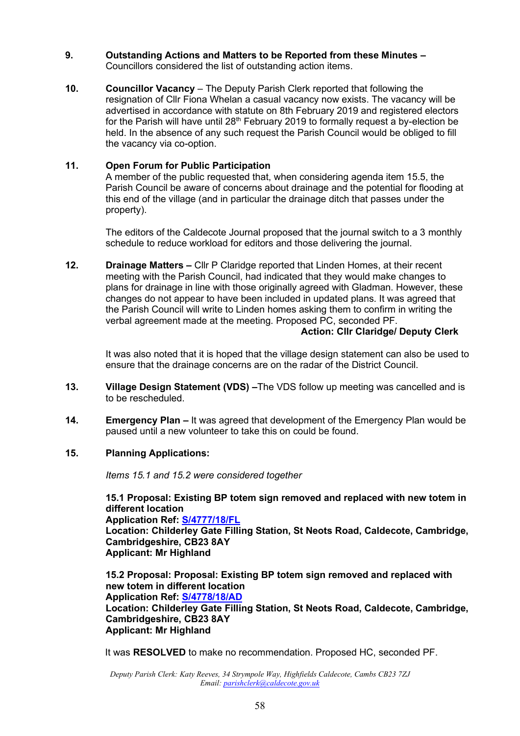**9. Outstanding Actions and Matters to be Reported from these Minutes –** Councillors considered the list of outstanding action items.

**10. Councillor Vacancy** – The Deputy Parish Clerk reported that following the resignation of Cllr Fiona Whelan a casual vacancy now exists. The vacancy will be advertised in accordance with statute on 8th February 2019 and registered electors for the Parish will have until 28th February 2019 to formally request a by-election be held. In the absence of any such request the Parish Council would be obliged to fill the vacancy via co-option.

**11. Open Forum for Public Participation**

A member of the public requested that, when considering agenda item 15.5, the Parish Council be aware of concerns about drainage and the potential for flooding at this end of the village (and in particular the drainage ditch that passes under the property).

The editors of the Caldecote Journal proposed that the journal switch to a 3 monthly schedule to reduce workload for editors and those delivering the journal.

**12. Drainage Matters –** Cllr P Claridge reported that Linden Homes, at their recent meeting with the Parish Council, had indicated that they would make changes to plans for drainage in line with those originally agreed with Gladman. However, these changes do not appear to have been included in updated plans. It was agreed that the Parish Council will write to Linden homes asking them to confirm in writing the verbal agreement made at the meeting. Proposed PC, seconded PF.

**Action: Cllr Claridge/ Deputy Clerk**

It was also noted that it is hoped that the village design statement can also be used to ensure that the drainage concerns are on the radar of the District Council.

**13. Village Design Statement (VDS) –**The VDS follow up meeting was cancelled and is to be rescheduled.

**14. Emergency Plan –** It was agreed that development of the Emergency Plan would be paused until a new volunteer to take this on could be found.

**15. Planning Applications:**

*Items 15.1 and 15.2 were considered together*

**15.1 Proposal: Existing BP totem sign removed and replaced with new totem in different location**
**Application Ref: S/4777/18/FL**
**Location: Childerley Gate Filling Station, St Neots Road, Caldecote, Cambridge, Cambridgeshire, CB23 8AY**
**Applicant: Mr Highland**

**15.2 Proposal: Proposal: Existing BP totem sign removed and replaced with new totem in different location**
**Application Ref: S/4778/18/AD**
**Location: Childerley Gate Filling Station, St Neots Road, Caldecote, Cambridge, Cambridgeshire, CB23 8AY**
**Applicant: Mr Highland**

It was **RESOLVED** to make no recommendation. Proposed HC, seconded PF.

*Deputy Parish Clerk: Katy Reeves, 34 Strympole Way, Highfields Caldecote, Cambs CB23 7ZJ*
*Email: parishclerk@caldecote.gov.uk*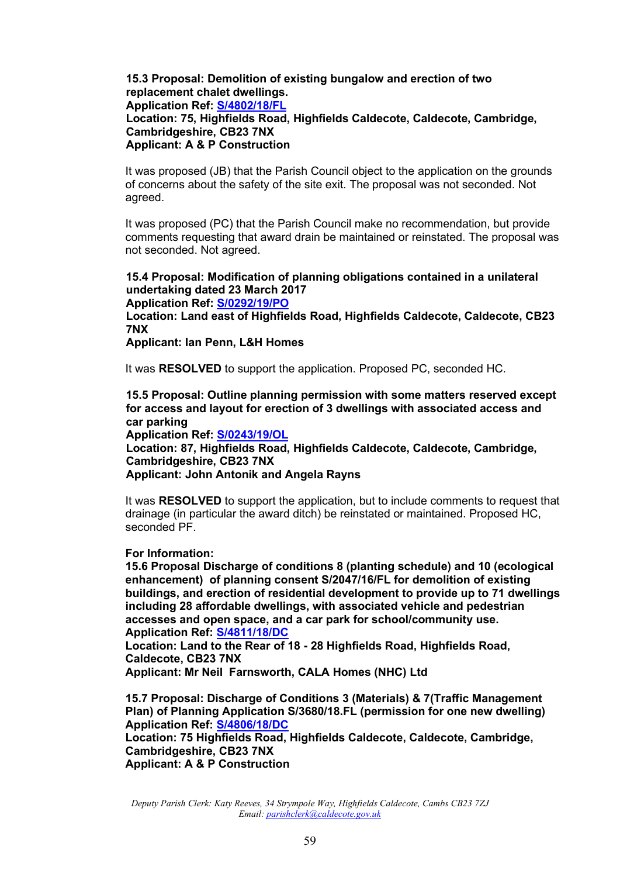**15.3 Proposal: Demolition of existing bungalow and erection of two replacement chalet dwellings.**
**Application Ref: S/4802/18/FL**
**Location: 75, Highfields Road, Highfields Caldecote, Caldecote, Cambridge, Cambridgeshire, CB23 7NX**
**Applicant: A & P Construction**

It was proposed (JB) that the Parish Council object to the application on the grounds of concerns about the safety of the site exit. The proposal was not seconded. Not agreed.

It was proposed (PC) that the Parish Council make no recommendation, but provide comments requesting that award drain be maintained or reinstated. The proposal was not seconded. Not agreed.

**15.4 Proposal: Modification of planning obligations contained in a unilateral undertaking dated 23 March 2017**
**Application Ref: S/0292/19/PO**
**Location: Land east of Highfields Road, Highfields Caldecote, Caldecote, CB23 7NX**
**Applicant: Ian Penn, L&H Homes**

It was **RESOLVED** to support the application. Proposed PC, seconded HC.

**15.5 Proposal: Outline planning permission with some matters reserved except for access and layout for erection of 3 dwellings with associated access and car parking**
**Application Ref: S/0243/19/OL**
**Location: 87, Highfields Road, Highfields Caldecote, Caldecote, Cambridge, Cambridgeshire, CB23 7NX**
**Applicant: John Antonik and Angela Rayns**

It was **RESOLVED** to support the application, but to include comments to request that drainage (in particular the award ditch) be reinstated or maintained. Proposed HC, seconded PF.

**For Information:**
**15.6 Proposal Discharge of conditions 8 (planting schedule) and 10 (ecological enhancement) of planning consent S/2047/16/FL for demolition of existing buildings, and erection of residential development to provide up to 71 dwellings including 28 affordable dwellings, with associated vehicle and pedestrian accesses and open space, and a car park for school/community use.**
**Application Ref: S/4811/18/DC**
**Location: Land to the Rear of 18 - 28 Highfields Road, Highfields Road, Caldecote, CB23 7NX**
**Applicant: Mr Neil Farnsworth, CALA Homes (NHC) Ltd**

**15.7 Proposal: Discharge of Conditions 3 (Materials) & 7(Traffic Management Plan) of Planning Application S/3680/18.FL (permission for one new dwelling)**
**Application Ref: S/4806/18/DC**
**Location: 75 Highfields Road, Highfields Caldecote, Caldecote, Cambridge, Cambridgeshire, CB23 7NX**
**Applicant: A & P Construction**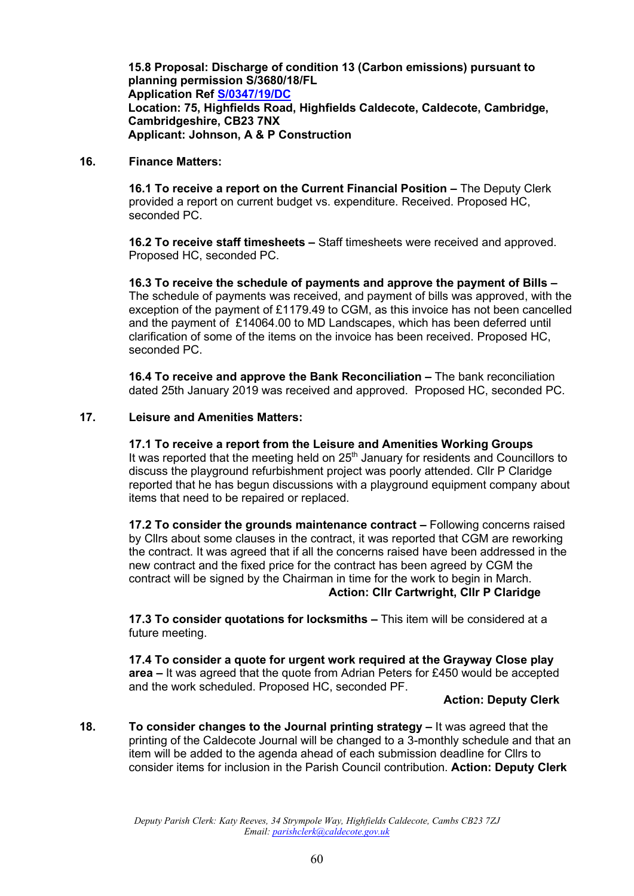**15.8 Proposal: Discharge of condition 13 (Carbon emissions) pursuant to planning permission S/3680/18/FL**
**Application Ref S/0347/19/DC**
**Location: 75, Highfields Road, Highfields Caldecote, Caldecote, Cambridge, Cambridgeshire, CB23 7NX**
**Applicant: Johnson, A & P Construction**

**16. Finance Matters:**

**16.1 To receive a report on the Current Financial Position –** The Deputy Clerk provided a report on current budget vs. expenditure. Received. Proposed HC, seconded PC.

**16.2 To receive staff timesheets –** Staff timesheets were received and approved. Proposed HC, seconded PC.

**16.3 To receive the schedule of payments and approve the payment of Bills –** The schedule of payments was received, and payment of bills was approved, with the exception of the payment of £1179.49 to CGM, as this invoice has not been cancelled and the payment of £14064.00 to MD Landscapes, which has been deferred until clarification of some of the items on the invoice has been received. Proposed HC, seconded PC.

**16.4 To receive and approve the Bank Reconciliation –** The bank reconciliation dated 25th January 2019 was received and approved. Proposed HC, seconded PC.

**17. Leisure and Amenities Matters:**

**17.1 To receive a report from the Leisure and Amenities Working Groups**
It was reported that the meeting held on 25th January for residents and Councillors to discuss the playground refurbishment project was poorly attended. Cllr P Claridge reported that he has begun discussions with a playground equipment company about items that need to be repaired or replaced.

**17.2 To consider the grounds maintenance contract –** Following concerns raised by Cllrs about some clauses in the contract, it was reported that CGM are reworking the contract. It was agreed that if all the concerns raised have been addressed in the new contract and the fixed price for the contract has been agreed by CGM the contract will be signed by the Chairman in time for the work to begin in March.
**Action: Cllr Cartwright, Cllr P Claridge**

**17.3 To consider quotations for locksmiths –** This item will be considered at a future meeting.

**17.4 To consider a quote for urgent work required at the Grayway Close play area –** It was agreed that the quote from Adrian Peters for £450 would be accepted and the work scheduled. Proposed HC, seconded PF.
**Action: Deputy Clerk**

**18. To consider changes to the Journal printing strategy –** It was agreed that the printing of the Caldecote Journal will be changed to a 3-monthly schedule and that an item will be added to the agenda ahead of each submission deadline for Cllrs to consider items for inclusion in the Parish Council contribution. **Action: Deputy Clerk**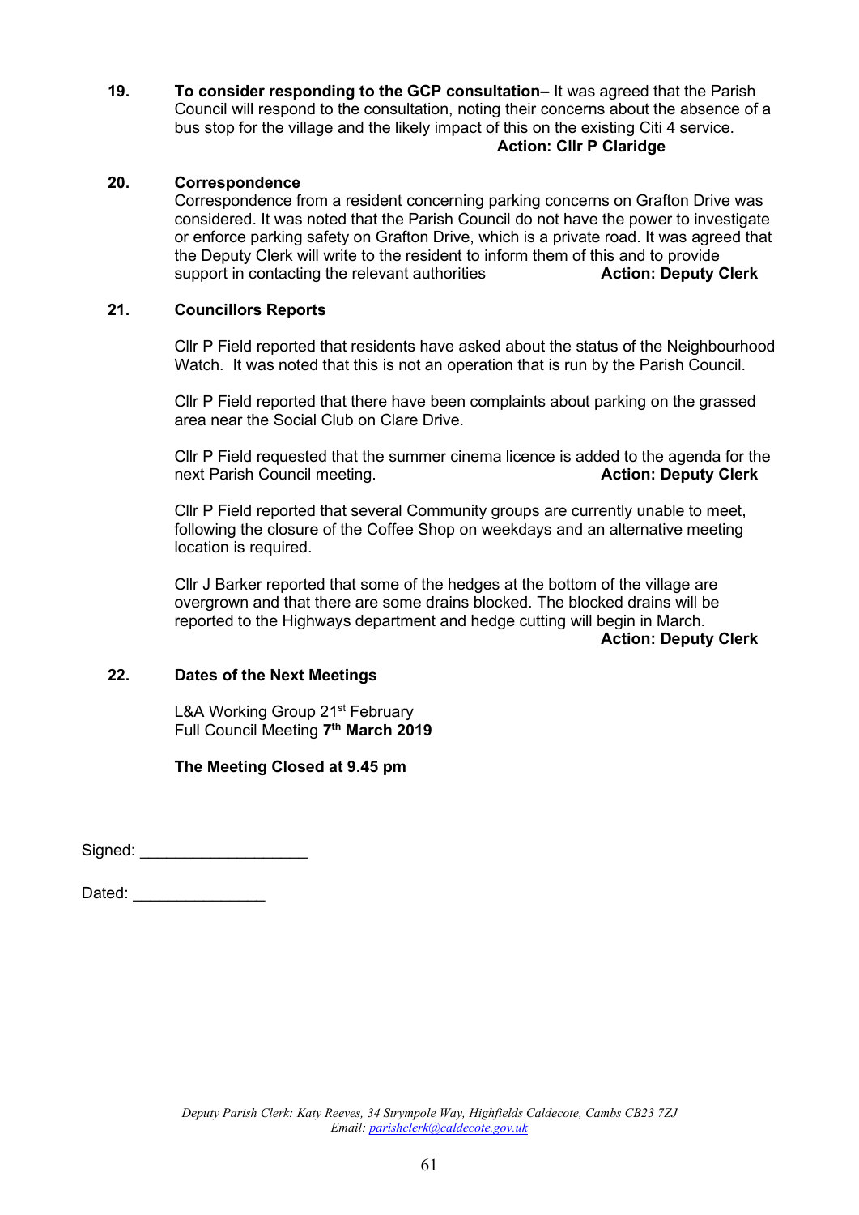**19.** **To consider responding to the GCP consultation–** It was agreed that the Parish Council will respond to the consultation, noting their concerns about the absence of a bus stop for the village and the likely impact of this on the existing Citi 4 service.

**Action: Cllr P Claridge**

**20.** **Correspondence**

Correspondence from a resident concerning parking concerns on Grafton Drive was considered. It was noted that the Parish Council do not have the power to investigate or enforce parking safety on Grafton Drive, which is a private road. It was agreed that the Deputy Clerk will write to the resident to inform them of this and to provide support in contacting the relevant authorities **Action: Deputy Clerk**

**21.** **Councillors Reports**

Cllr P Field reported that residents have asked about the status of the Neighbourhood Watch. It was noted that this is not an operation that is run by the Parish Council.

Cllr P Field reported that there have been complaints about parking on the grassed area near the Social Club on Clare Drive.

Cllr P Field requested that the summer cinema licence is added to the agenda for the next Parish Council meeting. **Action: Deputy Clerk**

Cllr P Field reported that several Community groups are currently unable to meet, following the closure of the Coffee Shop on weekdays and an alternative meeting location is required.

Cllr J Barker reported that some of the hedges at the bottom of the village are overgrown and that there are some drains blocked. The blocked drains will be reported to the Highways department and hedge cutting will begin in March.

**Action: Deputy Clerk**

**22.** **Dates of the Next Meetings**

L&A Working Group 21st February
Full Council Meeting **7th March 2019**

**The Meeting Closed at 9.45 pm**

Signed: ___________________

Dated: _______________

*Deputy Parish Clerk: Katy Reeves, 34 Strympole Way, Highfields Caldecote, Cambs CB23 7ZJ*
*Email: parishclerk@caldecote.gov.uk*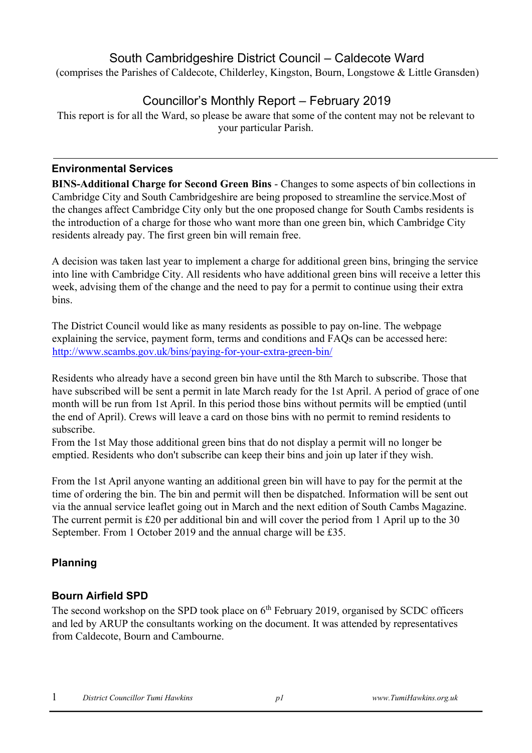# South Cambridgeshire District Council – Caldecote Ward

(comprises the Parishes of Caldecote, Childerley, Kingston, Bourn, Longstowe & Little Gransden)

## Councillor's Monthly Report – February 2019

This report is for all the Ward, so please be aware that some of the content may not be relevant to your particular Parish.

---

### Environmental Services

**BINS-Additional Charge for Second Green Bins** - Changes to some aspects of bin collections in Cambridge City and South Cambridgeshire are being proposed to streamline the service.Most of the changes affect Cambridge City only but the one proposed change for South Cambs residents is the introduction of a charge for those who want more than one green bin, which Cambridge City residents already pay. The first green bin will remain free.

A decision was taken last year to implement a charge for additional green bins, bringing the service into line with Cambridge City. All residents who have additional green bins will receive a letter this week, advising them of the change and the need to pay for a permit to continue using their extra bins.

The District Council would like as many residents as possible to pay on-line. The webpage explaining the service, payment form, terms and conditions and FAQs can be accessed here: http://www.scambs.gov.uk/bins/paying-for-your-extra-green-bin/

Residents who already have a second green bin have until the 8th March to subscribe. Those that have subscribed will be sent a permit in late March ready for the 1st April. A period of grace of one month will be run from 1st April. In this period those bins without permits will be emptied (until the end of April). Crews will leave a card on those bins with no permit to remind residents to subscribe.
From the 1st May those additional green bins that do not display a permit will no longer be emptied. Residents who don't subscribe can keep their bins and join up later if they wish.

From the 1st April anyone wanting an additional green bin will have to pay for the permit at the time of ordering the bin. The bin and permit will then be dispatched. Information will be sent out via the annual service leaflet going out in March and the next edition of South Cambs Magazine. The current permit is £20 per additional bin and will cover the period from 1 April up to the 30 September. From 1 October 2019 and the annual charge will be £35.

### Planning

### Bourn Airfield SPD

The second workshop on the SPD took place on 6th February 2019, organised by SCDC officers and led by ARUP the consultants working on the document. It was attended by representatives from Caldecote, Bourn and Cambourne.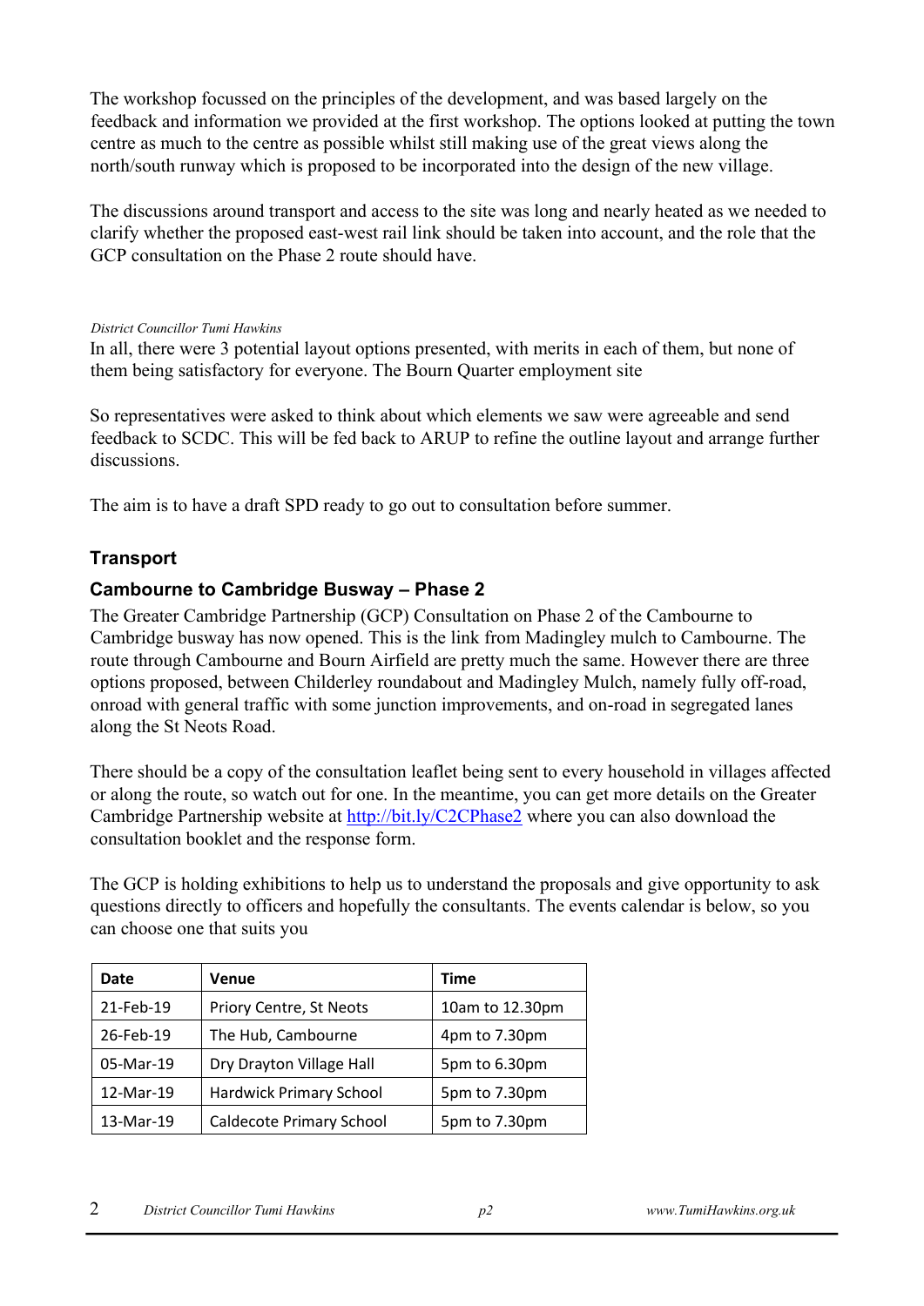The workshop focussed on the principles of the development, and was based largely on the feedback and information we provided at the first workshop. The options looked at putting the town centre as much to the centre as possible whilst still making use of the great views along the north/south runway which is proposed to be incorporated into the design of the new village.

The discussions around transport and access to the site was long and nearly heated as we needed to clarify whether the proposed east-west rail link should be taken into account, and the role that the GCP consultation on the Phase 2 route should have.

*District Councillor Tumi Hawkins*

In all, there were 3 potential layout options presented, with merits in each of them, but none of them being satisfactory for everyone. The Bourn Quarter employment site

So representatives were asked to think about which elements we saw were agreeable and send feedback to SCDC. This will be fed back to ARUP to refine the outline layout and arrange further discussions.

The aim is to have a draft SPD ready to go out to consultation before summer.

## Transport

### Cambourne to Cambridge Busway – Phase 2

The Greater Cambridge Partnership (GCP) Consultation on Phase 2 of the Cambourne to Cambridge busway has now opened. This is the link from Madingley mulch to Cambourne. The route through Cambourne and Bourn Airfield are pretty much the same. However there are three options proposed, between Childerley roundabout and Madingley Mulch, namely fully off-road, onroad with general traffic with some junction improvements, and on-road in segregated lanes along the St Neots Road.

There should be a copy of the consultation leaflet being sent to every household in villages affected or along the route, so watch out for one. In the meantime, you can get more details on the Greater Cambridge Partnership website at [http://bit.ly/C2CPhase2](http://bit.ly/C2CPhase2) where you can also download the consultation booklet and the response form.

The GCP is holding exhibitions to help us to understand the proposals and give opportunity to ask questions directly to officers and hopefully the consultants. The events calendar is below, so you can choose one that suits you

| Date | Venue | Time |
|---|---|---|
| 21-Feb-19 | Priory Centre, St Neots | 10am to 12.30pm |
| 26-Feb-19 | The Hub, Cambourne | 4pm to 7.30pm |
| 05-Mar-19 | Dry Drayton Village Hall | 5pm to 6.30pm |
| 12-Mar-19 | Hardwick Primary School | 5pm to 7.30pm |
| 13-Mar-19 | Caldecote Primary School | 5pm to 7.30pm |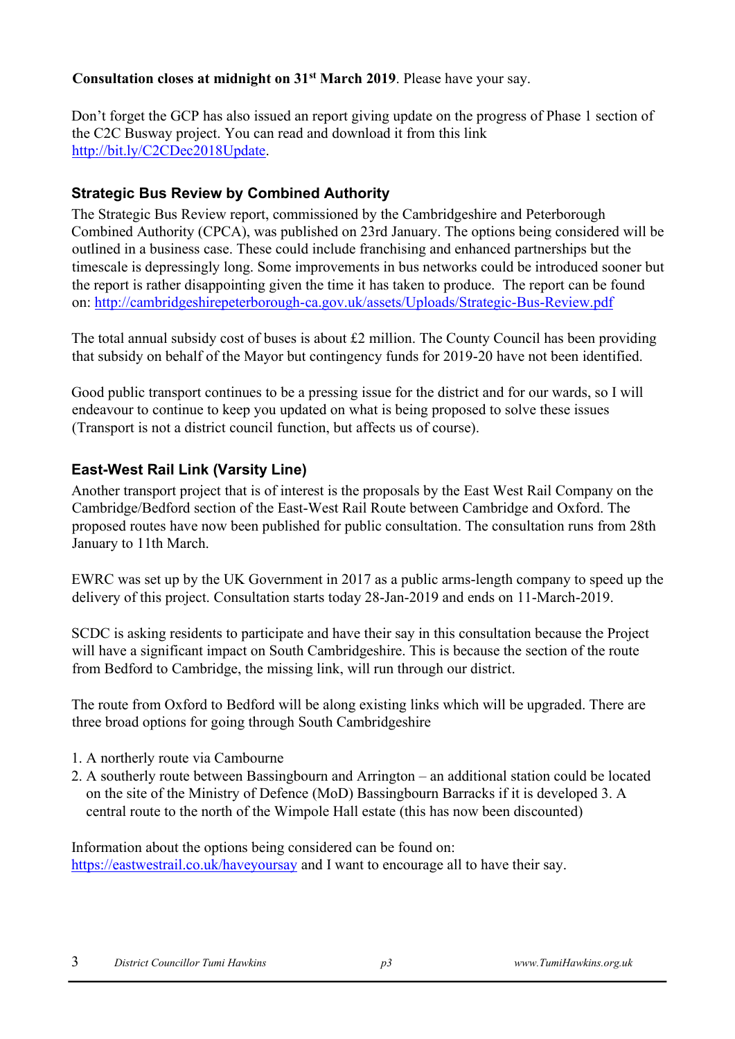**Consultation closes at midnight on 31st March 2019**. Please have your say.

Don't forget the GCP has also issued an report giving update on the progress of Phase 1 section of the C2C Busway project. You can read and download it from this link http://bit.ly/C2CDec2018Update.

### Strategic Bus Review by Combined Authority

The Strategic Bus Review report, commissioned by the Cambridgeshire and Peterborough Combined Authority (CPCA), was published on 23rd January. The options being considered will be outlined in a business case. These could include franchising and enhanced partnerships but the timescale is depressingly long. Some improvements in bus networks could be introduced sooner but the report is rather disappointing given the time it has taken to produce. The report can be found on: http://cambridgeshirepeterborough-ca.gov.uk/assets/Uploads/Strategic-Bus-Review.pdf

The total annual subsidy cost of buses is about £2 million. The County Council has been providing that subsidy on behalf of the Mayor but contingency funds for 2019-20 have not been identified.

Good public transport continues to be a pressing issue for the district and for our wards, so I will endeavour to continue to keep you updated on what is being proposed to solve these issues (Transport is not a district council function, but affects us of course).

### East-West Rail Link (Varsity Line)

Another transport project that is of interest is the proposals by the East West Rail Company on the Cambridge/Bedford section of the East-West Rail Route between Cambridge and Oxford. The proposed routes have now been published for public consultation. The consultation runs from 28th January to 11th March.

EWRC was set up by the UK Government in 2017 as a public arms-length company to speed up the delivery of this project. Consultation starts today 28-Jan-2019 and ends on 11-March-2019.

SCDC is asking residents to participate and have their say in this consultation because the Project will have a significant impact on South Cambridgeshire. This is because the section of the route from Bedford to Cambridge, the missing link, will run through our district.

The route from Oxford to Bedford will be along existing links which will be upgraded. There are three broad options for going through South Cambridgeshire

1. A northerly route via Cambourne
2. A southerly route between Bassingbourn and Arrington – an additional station could be located on the site of the Ministry of Defence (MoD) Bassingbourn Barracks if it is developed 3. A central route to the north of the Wimpole Hall estate (this has now been discounted)

Information about the options being considered can be found on: https://eastwestrail.co.uk/haveyoursay and I want to encourage all to have their say.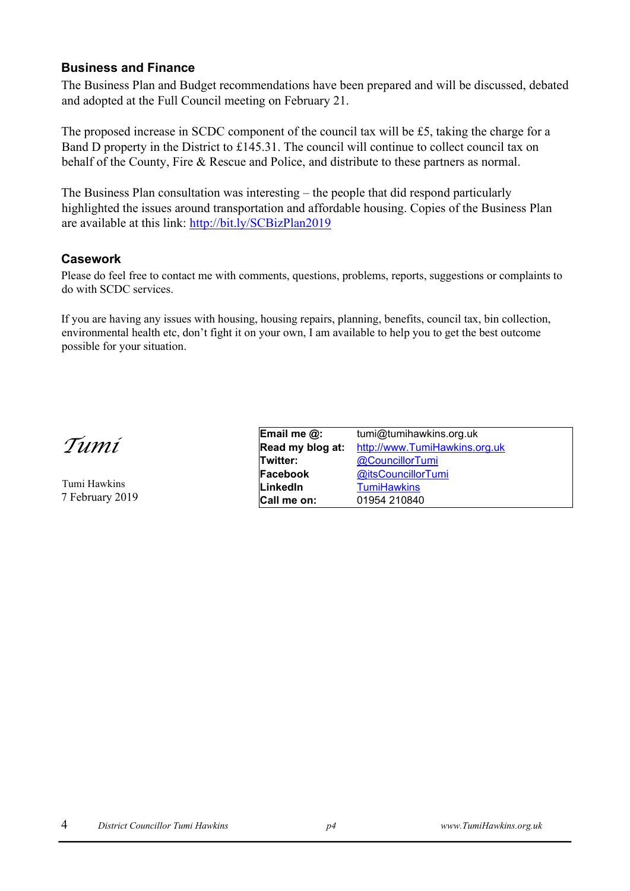### Business and Finance

The Business Plan and Budget recommendations have been prepared and will be discussed, debated and adopted at the Full Council meeting on February 21.

The proposed increase in SCDC component of the council tax will be £5, taking the charge for a Band D property in the District to £145.31. The council will continue to collect council tax on behalf of the County, Fire & Rescue and Police, and distribute to these partners as normal.

The Business Plan consultation was interesting – the people that did respond particularly highlighted the issues around transportation and affordable housing. Copies of the Business Plan are available at this link: http://bit.ly/SCBizPlan2019

### Casework

Please do feel free to contact me with comments, questions, problems, reports, suggestions or complaints to do with SCDC services.

If you are having any issues with housing, housing repairs, planning, benefits, council tax, bin collection, environmental health etc, don't fight it on your own, I am available to help you to get the best outcome possible for your situation.

*Tumi*

Tumi Hawkins
7 February 2019

| | |
|---|---|
| **Email me @:** | tumi@tumihawkins.org.uk |
| **Read my blog at:** | http://www.TumiHawkins.org.uk |
| **Twitter:** | @CouncillorTumi |
| **Facebook** | @itsCouncillorTumi |
| **LinkedIn** | TumiHawkins |
| **Call me on:** | 01954 210840 |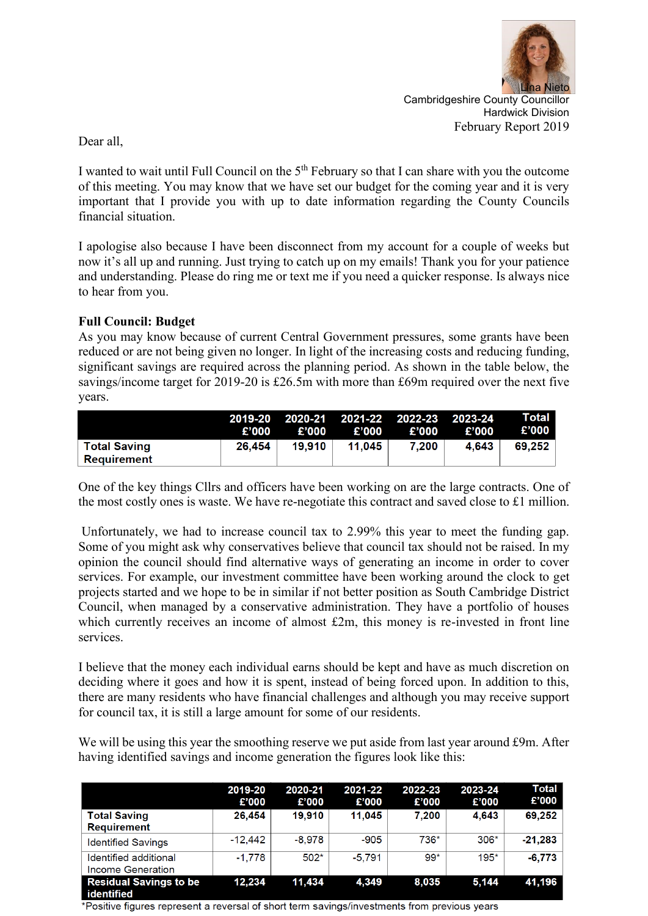Lina Nieto

Cambridgeshire County Councillor
Hardwick Division
February Report 2019

Dear all,

I wanted to wait until Full Council on the 5th February so that I can share with you the outcome of this meeting. You may know that we have set our budget for the coming year and it is very important that I provide you with up to date information regarding the County Councils financial situation.

I apologise also because I have been disconnect from my account for a couple of weeks but now it's all up and running. Just trying to catch up on my emails! Thank you for your patience and understanding. Please do ring me or text me if you need a quicker response. Is always nice to hear from you.

**Full Council: Budget**

As you may know because of current Central Government pressures, some grants have been reduced or are not being given no longer. In light of the increasing costs and reducing funding, significant savings are required across the planning period. As shown in the table below, the savings/income target for 2019-20 is £26.5m with more than £69m required over the next five years.

| | 2019-20 £'000 | 2020-21 £'000 | 2021-22 £'000 | 2022-23 £'000 | 2023-24 £'000 | Total £'000 |
|---|---|---|---|---|---|---|
| **Total Saving Requirement** | **26,454** | **19,910** | **11,045** | **7,200** | **4,643** | **69,252** |

One of the key things Cllrs and officers have been working on are the large contracts. One of the most costly ones is waste. We have re-negotiate this contract and saved close to £1 million.

Unfortunately, we had to increase council tax to 2.99% this year to meet the funding gap. Some of you might ask why conservatives believe that council tax should not be raised. In my opinion the council should find alternative ways of generating an income in order to cover services. For example, our investment committee have been working around the clock to get projects started and we hope to be in similar if not better position as South Cambridge District Council, when managed by a conservative administration. They have a portfolio of houses which currently receives an income of almost £2m, this money is re-invested in front line services.

I believe that the money each individual earns should be kept and have as much discretion on deciding where it goes and how it is spent, instead of being forced upon. In addition to this, there are many residents who have financial challenges and although you may receive support for council tax, it is still a large amount for some of our residents.

We will be using this year the smoothing reserve we put aside from last year around £9m. After having identified savings and income generation the figures look like this:

| | 2019-20 £'000 | 2020-21 £'000 | 2021-22 £'000 | 2022-23 £'000 | 2023-24 £'000 | Total £'000 |
|---|---|---|---|---|---|---|
| **Total Saving Requirement** | **26,454** | **19,910** | **11,045** | **7,200** | **4,643** | **69,252** |
| Identified Savings | -12,442 | -8,978 | -905 | 736* | 306* | **-21,283** |
| Identified additional Income Generation | -1,778 | 502* | -5,791 | 99* | 195* | **-6,773** |
| **Residual Savings to be identified** | **12,234** | **11,434** | **4,349** | **8,035** | **5,144** | **41,196** |

*Positive figures represent a reversal of short term savings/investments from previous years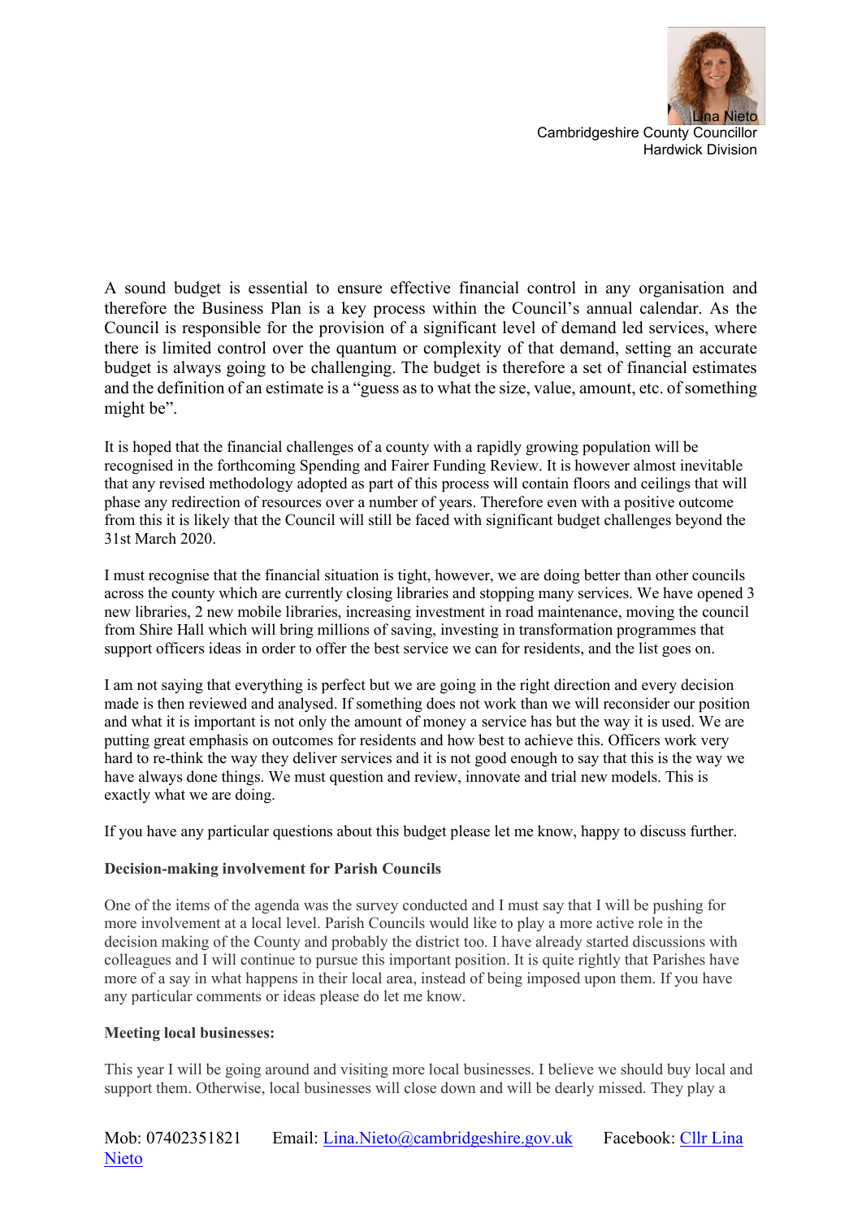Lina Nieto
Cambridgeshire County Councillor
Hardwick Division

A sound budget is essential to ensure effective financial control in any organisation and therefore the Business Plan is a key process within the Council's annual calendar. As the Council is responsible for the provision of a significant level of demand led services, where there is limited control over the quantum or complexity of that demand, setting an accurate budget is always going to be challenging. The budget is therefore a set of financial estimates and the definition of an estimate is a "guess as to what the size, value, amount, etc. of something might be".

It is hoped that the financial challenges of a county with a rapidly growing population will be recognised in the forthcoming Spending and Fairer Funding Review. It is however almost inevitable that any revised methodology adopted as part of this process will contain floors and ceilings that will phase any redirection of resources over a number of years. Therefore even with a positive outcome from this it is likely that the Council will be faced with significant budget challenges beyond the 31st March 2020.

I must recognise that the financial situation is tight, however, we are doing better than other councils across the county which are currently closing libraries and stopping many services. We have opened 3 new libraries, 2 new mobile libraries, increasing investment in road maintenance, moving the council from Shire Hall which will bring millions of saving, investing in transformation programmes that support officers ideas in order to offer the best service we can for residents, and the list goes on.

I am not saying that everything is perfect but we are going in the right direction and every decision made is then reviewed and analysed. If something does not work than we will reconsider our position and what it is important is not only the amount of money a service has but the way it is used. We are putting great emphasis on outcomes for residents and how best to achieve this. Officers work very hard to re-think the way they deliver services and it is not good enough to say that this is the way we have always done things. We must question and review, innovate and trial new models. This is exactly what we are doing.

If you have any particular questions about this budget please let me know, happy to discuss further.

**Decision-making involvement for Parish Councils**

One of the items of the agenda was the survey conducted and I must say that I will be pushing for more involvement at a local level. Parish Councils would like to play a more active role in the decision making of the County and probably the district too. I have already started discussions with colleagues and I will continue to pursue this important position. It is quite rightly that Parishes have more of a say in what happens in their local area, instead of being imposed upon them. If you have any particular comments or ideas please do let me know.

**Meeting local businesses:**

This year I will be going around and visiting more local businesses. I believe we should buy local and support them. Otherwise, local businesses will close down and will be dearly missed. They play a

Mob: 07402351821 Email: [Lina.Nieto@cambridgeshire.gov.uk](mailto:Lina.Nieto@cambridgeshire.gov.uk) Facebook: Cllr Lina Nieto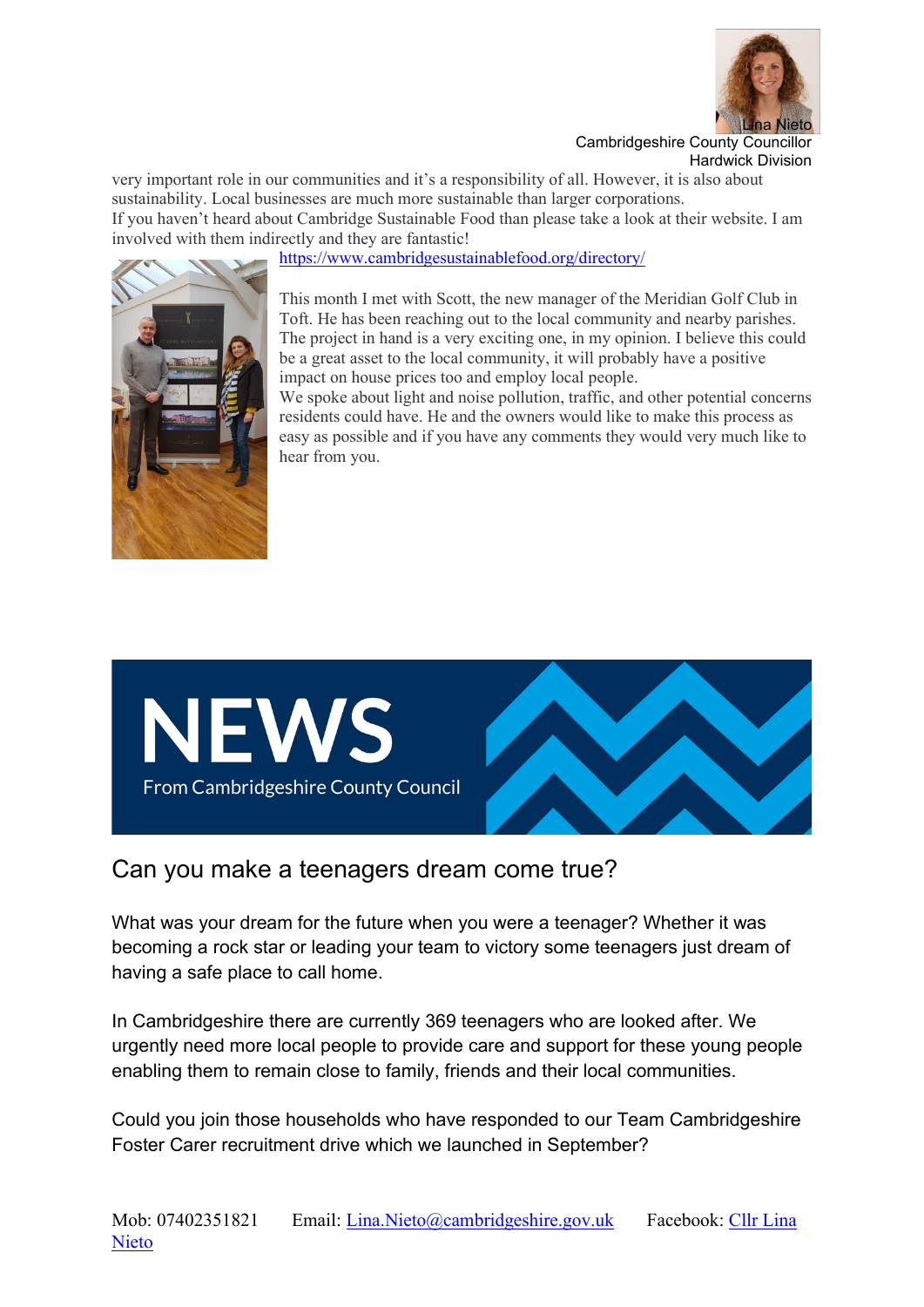Lina Nieto
Cambridgeshire County Councillor
Hardwick Division

very important role in our communities and it's a responsibility of all. However, it is also about sustainability. Local businesses are much more sustainable than larger corporations.
If you haven't heard about Cambridge Sustainable Food than please take a look at their website. I am involved with them indirectly and they are fantastic!
https://www.cambridgesustainablefood.org/directory/

This month I met with Scott, the new manager of the Meridian Golf Club in Toft. He has been reaching out to the local community and nearby parishes. The project in hand is a very exciting one, in my opinion. I believe this could be a great asset to the local community, it will probably have a positive impact on house prices too and employ local people.
We spoke about light and noise pollution, traffic, and other potential concerns residents could have. He and the owners would like to make this process as easy as possible and if you have any comments they would very much like to hear from you.

# NEWS
From Cambridgeshire County Council

## Can you make a teenagers dream come true?

What was your dream for the future when you were a teenager? Whether it was becoming a rock star or leading your team to victory some teenagers just dream of having a safe place to call home.

In Cambridgeshire there are currently 369 teenagers who are looked after. We urgently need more local people to provide care and support for these young people enabling them to remain close to family, friends and their local communities.

Could you join those households who have responded to our Team Cambridgeshire Foster Carer recruitment drive which we launched in September?

Mob: 07402351821 Email: Lina.Nieto@cambridgeshire.gov.uk Facebook: Cllr Lina Nieto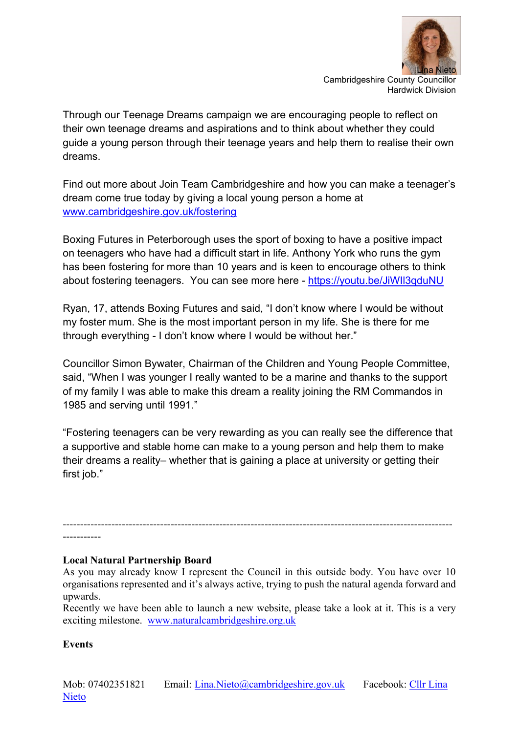Lina Nieto
Cambridgeshire County Councillor
Hardwick Division

Through our Teenage Dreams campaign we are encouraging people to reflect on their own teenage dreams and aspirations and to think about whether they could guide a young person through their teenage years and help them to realise their own dreams.

Find out more about Join Team Cambridgeshire and how you can make a teenager's dream come true today by giving a local young person a home at [www.cambridgeshire.gov.uk/fostering](http://www.cambridgeshire.gov.uk/fostering)

Boxing Futures in Peterborough uses the sport of boxing to have a positive impact on teenagers who have had a difficult start in life. Anthony York who runs the gym has been fostering for more than 10 years and is keen to encourage others to think about fostering teenagers. You can see more here - [https://youtu.be/JiWIl3qduNU](https://youtu.be/JiWIl3qduNU)

Ryan, 17, attends Boxing Futures and said, "I don't know where I would be without my foster mum. She is the most important person in my life. She is there for me through everything - I don't know where I would be without her."

Councillor Simon Bywater, Chairman of the Children and Young People Committee, said, "When I was younger I really wanted to be a marine and thanks to the support of my family I was able to make this dream a reality joining the RM Commandos in 1985 and serving until 1991."

"Fostering teenagers can be very rewarding as you can really see the difference that a supportive and stable home can make to a young person and help them to make their dreams a reality– whether that is gaining a place at university or getting their first job."

---

**Local Natural Partnership Board**

As you may already know I represent the Council in this outside body. You have over 10 organisations represented and it's always active, trying to push the natural agenda forward and upwards.

Recently we have been able to launch a new website, please take a look at it. This is a very exciting milestone. [www.naturalcambridgeshire.org.uk](http://www.naturalcambridgeshire.org.uk)

**Events**

Mob: 07402351821 Email: [Lina.Nieto@cambridgeshire.gov.uk](mailto:Lina.Nieto@cambridgeshire.gov.uk) Facebook: Cllr Lina Nieto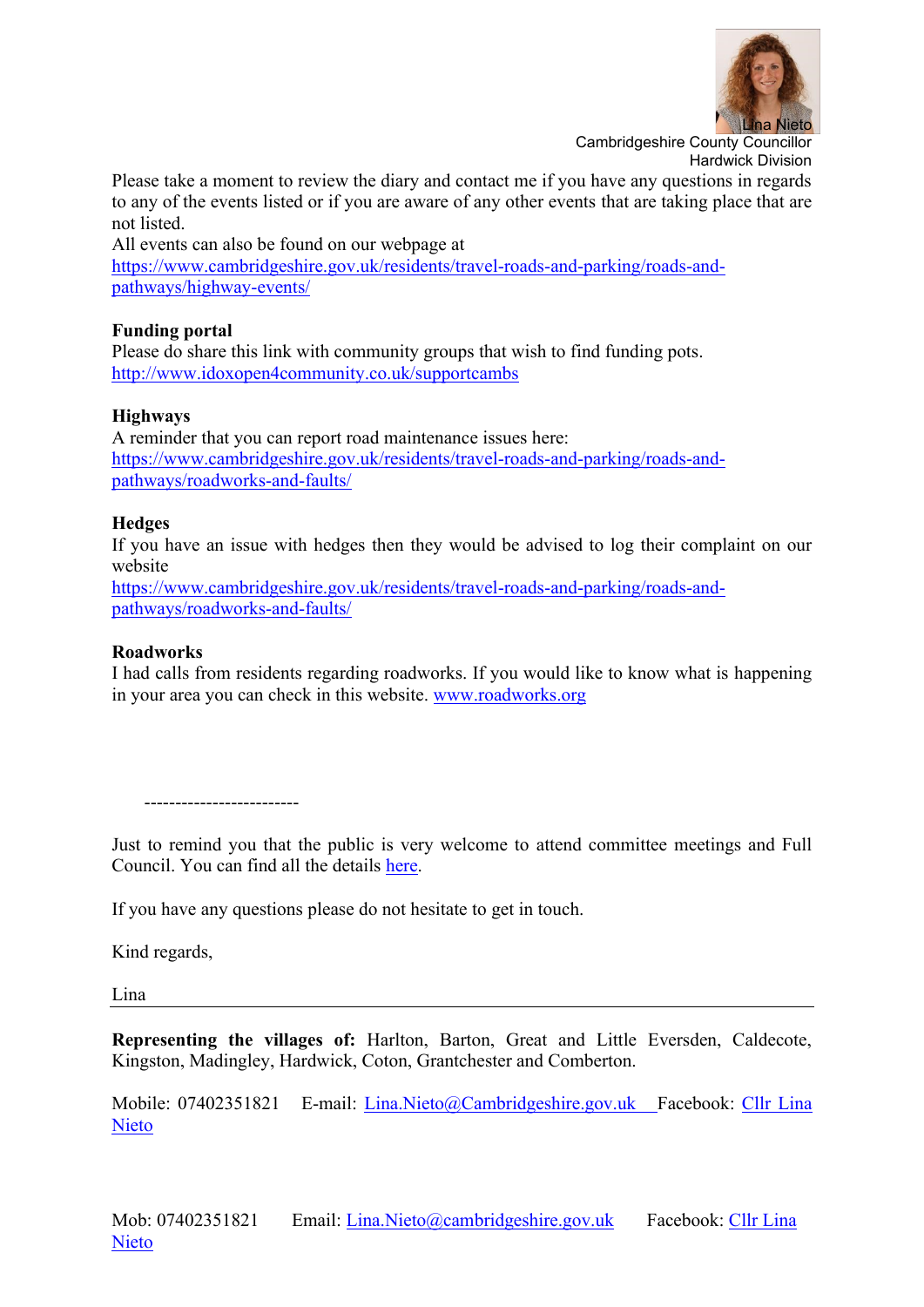Lina Nieto
Cambridgeshire County Councillor
Hardwick Division

Please take a moment to review the diary and contact me if you have any questions in regards to any of the events listed or if you are aware of any other events that are taking place that are not listed.
All events can also be found on our webpage at https://www.cambridgeshire.gov.uk/residents/travel-roads-and-parking/roads-and-pathways/highway-events/

**Funding portal**
Please do share this link with community groups that wish to find funding pots.
http://www.idoxopen4community.co.uk/supportcambs

**Highways**
A reminder that you can report road maintenance issues here:
https://www.cambridgeshire.gov.uk/residents/travel-roads-and-parking/roads-and-pathways/roadworks-and-faults/

**Hedges**
If you have an issue with hedges then they would be advised to log their complaint on our website
https://www.cambridgeshire.gov.uk/residents/travel-roads-and-parking/roads-and-pathways/roadworks-and-faults/

**Roadworks**
I had calls from residents regarding roadworks. If you would like to know what is happening in your area you can check in this website. www.roadworks.org

-------------------------

Just to remind you that the public is very welcome to attend committee meetings and Full Council. You can find all the details here.

If you have any questions please do not hesitate to get in touch.

Kind regards,

Lina

---

**Representing the villages of:** Harlton, Barton, Great and Little Eversden, Caldecote, Kingston, Madingley, Hardwick, Coton, Grantchester and Comberton.

Mobile: 07402351821 E-mail: Lina.Nieto@Cambridgeshire.gov.uk Facebook: Cllr Lina Nieto

Mob: 07402351821 Email: Lina.Nieto@cambridgeshire.gov.uk Facebook: Cllr Lina Nieto